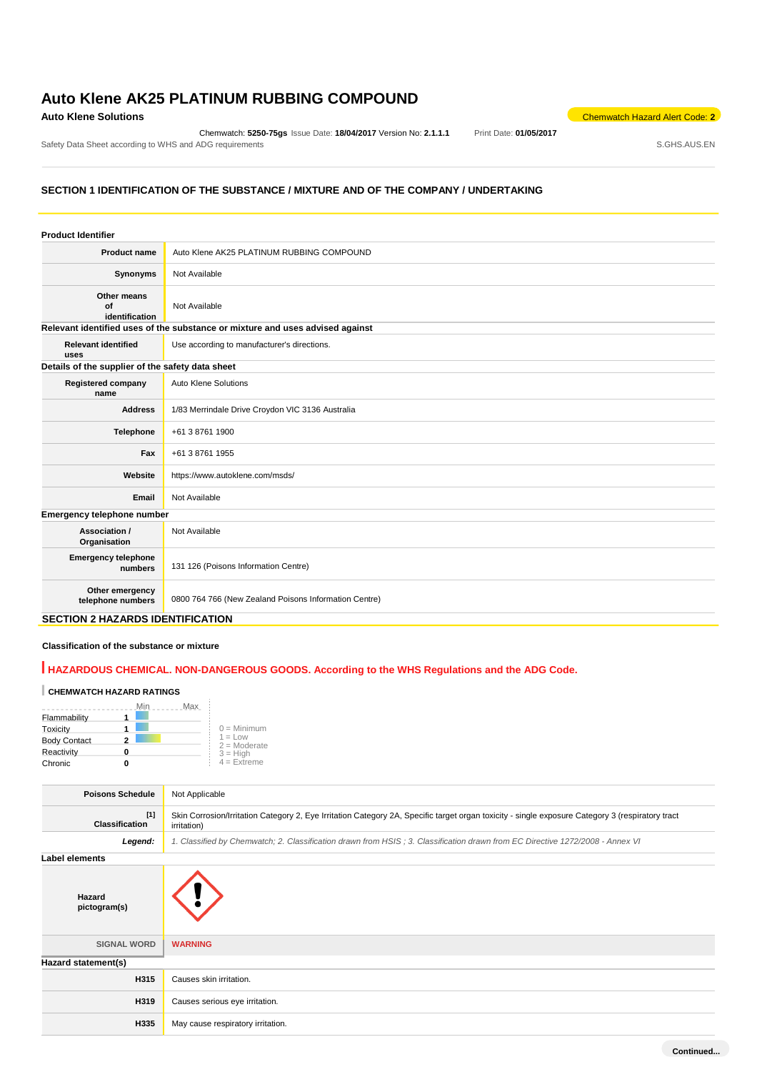# Auto Klene AK25 PLATINUM RUBBING COMPOUND

**Auto Klene Solutions**

Chemwatch Hazard Alert Code: **2**

Chemwatch: **5250-75gs** Issue Date: **18/04/2017** Version No: **2.1.1.1** Print Date: **01/05/2017**

Safety Data Sheet according to WHS and ADG requirements S.GHS.AUS.EN

## SECTION 1 IDENTIFICATION OF THE SUBSTANCE / MIXTURE AND OF THE COMPANY / UNDERTAKING

### Product Identifier

| | |
|---|---|
| **Product name** | Auto Klene AK25 PLATINUM RUBBING COMPOUND |
| **Synonyms** | Not Available |
| **Other means of identification** | Not Available |

### Relevant identified uses of the substance or mixture and uses advised against

| | |
|---|---|
| **Relevant identified uses** | Use according to manufacturer's directions. |

### Details of the supplier of the safety data sheet

| | |
|---|---|
| **Registered company name** | Auto Klene Solutions |
| **Address** | 1/83 Merrindale Drive Croydon VIC 3136 Australia |
| **Telephone** | +61 3 8761 1900 |
| **Fax** | +61 3 8761 1955 |
| **Website** | https://www.autoklene.com/msds/ |
| **Email** | Not Available |

### Emergency telephone number

| | |
|---|---|
| **Association / Organisation** | Not Available |
| **Emergency telephone numbers** | 131 126 (Poisons Information Centre) |
| **Other emergency telephone numbers** | 0800 764 766 (New Zealand Poisons Information Centre) |

## SECTION 2 HAZARDS IDENTIFICATION

### Classification of the substance or mixture

**HAZARDOUS CHEMICAL. NON-DANGEROUS GOODS. According to the WHS Regulations and the ADG Code.**

### CHEMWATCH HAZARD RATINGS

| | Min | Max |
|---|---|---|
| Flammability | 1 | |
| Toxicity | 1 | |
| Body Contact | 2 | |
| Reactivity | 0 | |
| Chronic | 0 | |

0 = Minimum
1 = Low
2 = Moderate
3 = High
4 = Extreme

| | |
|---|---|
| **Poisons Schedule** | Not Applicable |
| **Classification** [1] | Skin Corrosion/Irritation Category 2, Eye Irritation Category 2A, Specific target organ toxicity - single exposure Category 3 (respiratory tract irritation) |
| ***Legend:*** | *1. Classified by Chemwatch; 2. Classification drawn from HSIS ; 3. Classification drawn from EC Directive 1272/2008 - Annex VI* |

### Label elements

| | |
|---|---|
| **Hazard pictogram(s)** | |
| **SIGNAL WORD** | **WARNING** |

### Hazard statement(s)

| | |
|---|---|
| **H315** | Causes skin irritation. |
| **H319** | Causes serious eye irritation. |
| **H335** | May cause respiratory irritation. |

Continued...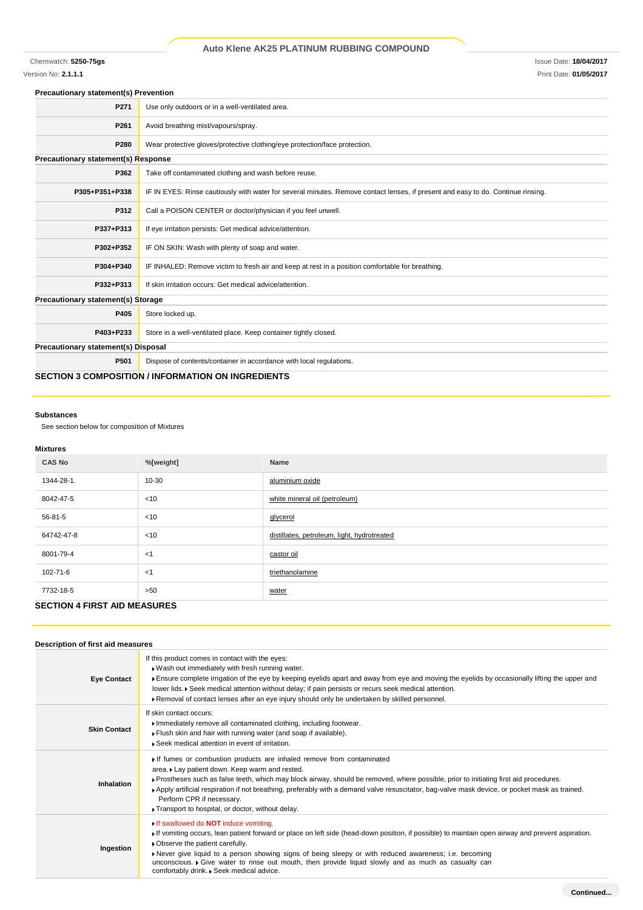**Precautionary statement(s) Prevention**

| | |
|---|---|
| P271 | Use only outdoors or in a well-ventilated area. |
| P261 | Avoid breathing mist/vapours/spray. |
| P280 | Wear protective gloves/protective clothing/eye protection/face protection. |

**Precautionary statement(s) Response**

| | |
|---|---|
| P362 | Take off contaminated clothing and wash before reuse. |
| P305+P351+P338 | IF IN EYES: Rinse cautiously with water for several minutes. Remove contact lenses, if present and easy to do. Continue rinsing. |
| P312 | Call a POISON CENTER or doctor/physician if you feel unwell. |
| P337+P313 | If eye irritation persists: Get medical advice/attention. |
| P302+P352 | IF ON SKIN: Wash with plenty of soap and water. |
| P304+P340 | IF INHALED: Remove victim to fresh air and keep at rest in a position comfortable for breathing. |
| P332+P313 | If skin irritation occurs: Get medical advice/attention. |

**Precautionary statement(s) Storage**

| | |
|---|---|
| P405 | Store locked up. |
| P403+P233 | Store in a well-ventilated place. Keep container tightly closed. |

**Precautionary statement(s) Disposal**

| | |
|---|---|
| P501 | Dispose of contents/container in accordance with local regulations. |

## SECTION 3 COMPOSITION / INFORMATION ON INGREDIENTS

**Substances**

See section below for composition of Mixtures

**Mixtures**

| CAS No | %[weight] | Name |
|---|---|---|
| 1344-28-1. | 10-30 | aluminium oxide |
| 8042-47-5 | <10 | white mineral oil (petroleum) |
| 56-81-5 | <10 | glycerol |
| 64742-47-8 | <10 | distillates, petroleum, light, hydrotreated |
| 8001-79-4 | <1 | castor oil |
| 102-71-6 | <1 | triethanolamine |
| 7732-18-5 | >50 | water |

## SECTION 4 FIRST AID MEASURES

**Description of first aid measures**

| | |
|---|---|
| Eye Contact | If this product comes in contact with the eyes:<br>▸ Wash out immediately with fresh running water.<br>▸ Ensure complete irrigation of the eye by keeping eyelids apart and away from eye and moving the eyelids by occasionally lifting the upper and lower lids. ▸ Seek medical attention without delay; if pain persists or recurs seek medical attention.<br>▸ Removal of contact lenses after an eye injury should only be undertaken by skilled personnel. |
| Skin Contact | If skin contact occurs:<br>▸ Immediately remove all contaminated clothing, including footwear.<br>▸ Flush skin and hair with running water (and soap if available).<br>▸ Seek medical attention in event of irritation. |
| Inhalation | ▸ If fumes or combustion products are inhaled remove from contaminated area. ▸ Lay patient down. Keep warm and rested.<br>▸ Prostheses such as false teeth, which may block airway, should be removed, where possible, prior to initiating first aid procedures.<br>▸ Apply artificial respiration if not breathing, preferably with a demand valve resuscitator, bag-valve mask device, or pocket mask as trained. Perform CPR if necessary.<br>▸ Transport to hospital, or doctor, without delay. |
| Ingestion | ▸ If swallowed do **NOT** induce vomiting.<br>▸ If vomiting occurs, lean patient forward or place on left side (head-down position, if possible) to maintain open airway and prevent aspiration.<br>▸ Observe the patient carefully.<br>▸ Never give liquid to a person showing signs of being sleepy or with reduced awareness; i.e. becoming unconscious. ▸ Give water to rinse out mouth, then provide liquid slowly and as much as casualty can comfortably drink. ▸ Seek medical advice. |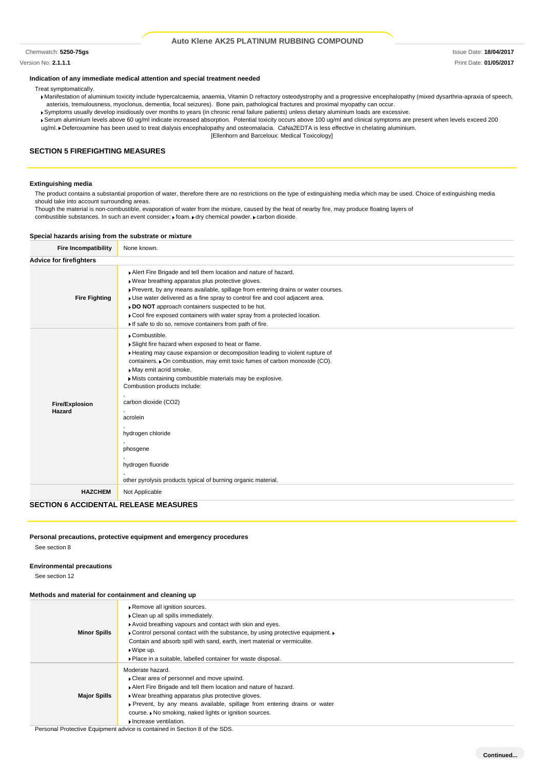**Indication of any immediate medical attention and special treatment needed**

Treat symptomatically.

- Manifestation of aluminium toxicity include hypercalcaemia, anaemia, Vitamin D refractory osteodystrophy and a progressive encephalopathy (mixed dysarthria-apraxia of speech, asterixis, tremulousness, myoclonus, dementia, focal seizures). Bone pain, pathological fractures and proximal myopathy can occur.
- Symptoms usually develop insidiously over months to years (in chronic renal failure patients) unless dietary aluminium loads are excessive.
- Serum aluminium levels above 60 ug/ml indicate increased absorption. Potential toxicity occurs above 100 ug/ml and clinical symptoms are present when levels exceed 200 ug/ml. ▸ Deferoxamine has been used to treat dialysis encephalopathy and osteomalacia. CaNa2EDTA is less effective in chelating aluminium.

[Ellenhorn and Barceloux: Medical Toxicology]

## SECTION 5 FIREFIGHTING MEASURES

**Extinguishing media**

The product contains a substantial proportion of water, therefore there are no restrictions on the type of extinguishing media which may be used. Choice of extinguishing media should take into account surrounding areas.

Though the material is non-combustible, evaporation of water from the mixture, caused by the heat of nearby fire, may produce floating layers of combustible substances. In such an event consider: ▸ foam. ▸ dry chemical powder. ▸ carbon dioxide.

**Special hazards arising from the substrate or mixture**

| | |
|---|---|
| **Fire Incompatibility** | None known. |

**Advice for firefighters**

| | |
|---|---|
| **Fire Fighting** | ▸ Alert Fire Brigade and tell them location and nature of hazard.<br>▸ Wear breathing apparatus plus protective gloves.<br>▸ Prevent, by any means available, spillage from entering drains or water courses.<br>▸ Use water delivered as a fine spray to control fire and cool adjacent area.<br>▸ **DO NOT** approach containers suspected to be hot.<br>▸ Cool fire exposed containers with water spray from a protected location.<br>▸ If safe to do so, remove containers from path of fire. |
| **Fire/Explosion Hazard** | ▸ Combustible.<br>▸ Slight fire hazard when exposed to heat or flame.<br>▸ Heating may cause expansion or decomposition leading to violent rupture of containers. ▸ On combustion, may emit toxic fumes of carbon monoxide (CO).<br>▸ May emit acrid smoke.<br>▸ Mists containing combustible materials may be explosive.<br>Combustion products include:<br>,<br>carbon dioxide ($CO_2$)<br>,<br>acrolein<br>,<br>hydrogen chloride<br>,<br>phosgene<br>,<br>hydrogen fluoride<br>,<br>other pyrolysis products typical of burning organic material. |
| **HAZCHEM** | Not Applicable |

## SECTION 6 ACCIDENTAL RELEASE MEASURES

**Personal precautions, protective equipment and emergency procedures**

See section 8

**Environmental precautions**

See section 12

**Methods and material for containment and cleaning up**

| | |
|---|---|
| **Minor Spills** | ▸ Remove all ignition sources.<br>▸ Clean up all spills immediately.<br>▸ Avoid breathing vapours and contact with skin and eyes.<br>▸ Control personal contact with the substance, by using protective equipment. ▸ Contain and absorb spill with sand, earth, inert material or vermiculite.<br>▸ Wipe up.<br>▸ Place in a suitable, labelled container for waste disposal. |
| **Major Spills** | Moderate hazard.<br>▸ Clear area of personnel and move upwind.<br>▸ Alert Fire Brigade and tell them location and nature of hazard.<br>▸ Wear breathing apparatus plus protective gloves.<br>▸ Prevent, by any means available, spillage from entering drains or water course. ▸ No smoking, naked lights or ignition sources.<br>▸ Increase ventilation. |

Personal Protective Equipment advice is contained in Section 8 of the SDS.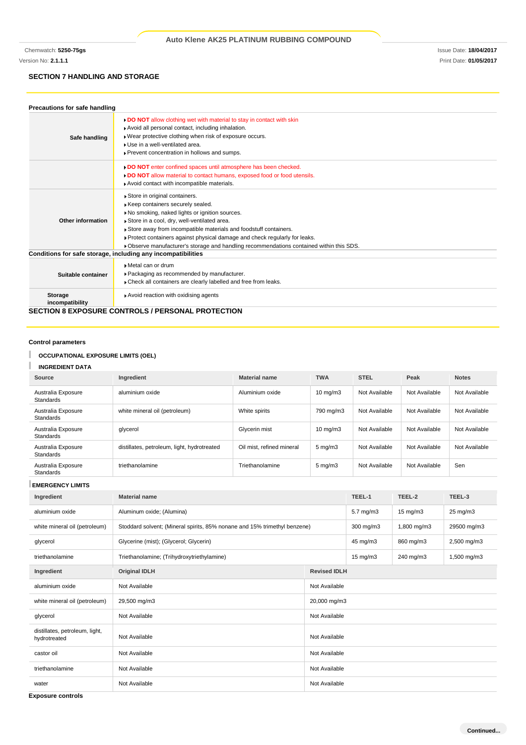## SECTION 7 HANDLING AND STORAGE

### Precautions for safe handling

| | |
|---|---|
| **Safe handling** | ▸ **DO NOT** allow clothing wet with material to stay in contact with skin<br>▸ Avoid all personal contact, including inhalation.<br>▸ Wear protective clothing when risk of exposure occurs.<br>▸ Use in a well-ventilated area.<br>▸ Prevent concentration in hollows and sumps. |
| | ▸ **DO NOT** enter confined spaces until atmosphere has been checked.<br>▸ **DO NOT** allow material to contact humans, exposed food or food utensils.<br>▸ Avoid contact with incompatible materials. |
| **Other information** | ▸ Store in original containers.<br>▸ Keep containers securely sealed.<br>▸ No smoking, naked lights or ignition sources.<br>▸ Store in a cool, dry, well-ventilated area.<br>▸ Store away from incompatible materials and foodstuff containers.<br>▸ Protect containers against physical damage and check regularly for leaks.<br>▸ Observe manufacturer's storage and handling recommendations contained within this SDS. |

### Conditions for safe storage, including any incompatibilities

| | |
|---|---|
| **Suitable container** | ▸ Metal can or drum<br>▸ Packaging as recommended by manufacturer.<br>▸ Check all containers are clearly labelled and free from leaks. |
| **Storage incompatibility** | ▸ Avoid reaction with oxidising agents |

## SECTION 8 EXPOSURE CONTROLS / PERSONAL PROTECTION

### Control parameters

**OCCUPATIONAL EXPOSURE LIMITS (OEL)**

**INGREDIENT DATA**

| Source | Ingredient | Material name | TWA | STEL | Peak | Notes |
|---|---|---|---|---|---|---|
| Australia Exposure Standards | aluminium oxide | Aluminium oxide | 10 mg/m3 | Not Available | Not Available | Not Available |
| Australia Exposure Standards | white mineral oil (petroleum) | White spirits | 790 mg/m3 | Not Available | Not Available | Not Available |
| Australia Exposure Standards | glycerol | Glycerin mist | 10 mg/m3 | Not Available | Not Available | Not Available |
| Australia Exposure Standards | distillates, petroleum, light, hydrotreated | Oil mist, refined mineral | 5 mg/m3 | Not Available | Not Available | Not Available |
| Australia Exposure Standards | triethanolamine | Triethanolamine | 5 mg/m3 | Not Available | Not Available | Sen |

**EMERGENCY LIMITS**

| Ingredient | Material name | TEEL-1 | TEEL-2 | TEEL-3 |
|---|---|---|---|---|
| aluminium oxide | Aluminum oxide; (Alumina) | 5.7 mg/m3 | 15 mg/m3 | 25 mg/m3 |
| white mineral oil (petroleum) | Stoddard solvent; (Mineral spirits, 85% nonane and 15% trimethyl benzene) | 300 mg/m3 | 1,800 mg/m3 | 29500 mg/m3 |
| glycerol | Glycerine (mist); (Glycerol; Glycerin) | 45 mg/m3 | 860 mg/m3 | 2,500 mg/m3 |
| triethanolamine | Triethanolamine; (Trihydroxytriethylamine) | 15 mg/m3 | 240 mg/m3 | 1,500 mg/m3 |

| Ingredient | Original IDLH | Revised IDLH |
|---|---|---|
| aluminium oxide | Not Available | Not Available |
| white mineral oil (petroleum) | 29,500 mg/m3 | 20,000 mg/m3 |
| glycerol | Not Available | Not Available |
| distillates, petroleum, light, hydrotreated | Not Available | Not Available |
| castor oil | Not Available | Not Available |
| triethanolamine | Not Available | Not Available |
| water | Not Available | Not Available |

### Exposure controls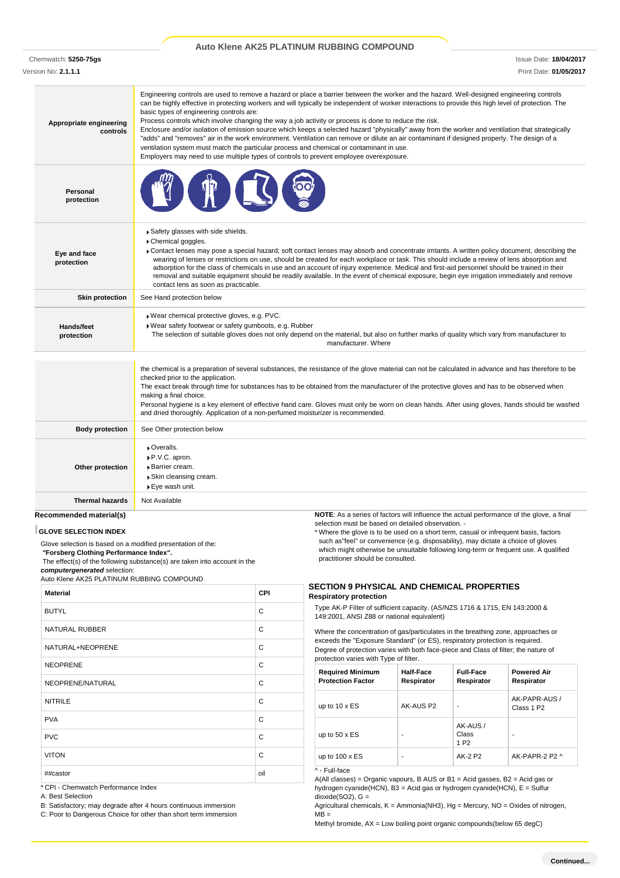| | |
|---|---|
| **Appropriate engineering controls** | Engineering controls are used to remove a hazard or place a barrier between the worker and the hazard. Well-designed engineering controls can be highly effective in protecting workers and will typically be independent of worker interactions to provide this high level of protection. The basic types of engineering controls are:<br>Process controls which involve changing the way a job activity or process is done to reduce the risk.<br>Enclosure and/or isolation of emission source which keeps a selected hazard "physically" away from the worker and ventilation that strategically "adds" and "removes" air in the work environment. Ventilation can remove or dilute an air contaminant if designed properly. The design of a ventilation system must match the particular process and chemical or contaminant in use.<br>Employers may need to use multiple types of controls to prevent employee overexposure. |
| **Personal protection** | |
| **Eye and face protection** | ▸ Safety glasses with side shields.<br>▸ Chemical goggles.<br>▸ Contact lenses may pose a special hazard; soft contact lenses may absorb and concentrate irritants. A written policy document, describing the wearing of lenses or restrictions on use, should be created for each workplace or task. This should include a review of lens absorption and adsorption for the class of chemicals in use and an account of injury experience. Medical and first-aid personnel should be trained in their removal and suitable equipment should be readily available. In the event of chemical exposure, begin eye irrigation immediately and remove contact lens as soon as practicable. |
| **Skin protection** | See Hand protection below |
| **Hands/feet protection** | ▸ Wear chemical protective gloves, e.g. PVC.<br>▸ Wear safety footwear or safety gumboots, e.g. Rubber<br>The selection of suitable gloves does not only depend on the material, but also on further marks of quality which vary from manufacturer to manufacturer. Where the chemical is a preparation of several substances, the resistance of the glove material can not be calculated in advance and has therefore to be checked prior to the application.<br>The exact break through time for substances has to be obtained from the manufacturer of the protective gloves and has to be observed when making a final choice.<br>Personal hygiene is a key element of effective hand care. Gloves must only be worn on clean hands. After using gloves, hands should be washed and dried thoroughly. Application of a non-perfumed moisturizer is recommended. |
| **Body protection** | See Other protection below |
| **Other protection** | ▸ Overalls.<br>▸ P.V.C. apron.<br>▸ Barrier cream.<br>▸ Skin cleansing cream.<br>▸ Eye wash unit. |
| **Thermal hazards** | Not Available |

**Recommended material(s)**

**GLOVE SELECTION INDEX**

Glove selection is based on a modified presentation of the:
***"Forsberg Clothing Performance Index".***
The effect(s) of the following substance(s) are taken into account in the ***computergenerated*** selection:
Auto Klene AK25 PLATINUM RUBBING COMPOUND

| Material | CPI |
|---|---|
| BUTYL | C |
| NATURAL RUBBER | C |
| NATURAL+NEOPRENE | C |
| NEOPRENE | C |
| NEOPRENE/NATURAL | C |
| NITRILE | C |
| PVA | C |
| PVC | C |
| VITON | C |
| ##castor | oil |

* CPI - Chemwatch Performance Index
A: Best Selection
B: Satisfactory; may degrade after 4 hours continuous immersion
C: Poor to Dangerous Choice for other than short term immersion

**NOTE**: As a series of factors will influence the actual performance of the glove, a final selection must be based on detailed observation. -
* Where the glove is to be used on a short term, casual or infrequent basis, factors such as"feel" or convenience (e.g. disposability), may dictate a choice of gloves which might otherwise be unsuitable following long-term or frequent use. A qualified practitioner should be consulted.

## SECTION 9 PHYSICAL AND CHEMICAL PROPERTIES

**Respiratory protection**

Type AK-P Filter of sufficient capacity. (AS/NZS 1716 & 1715, EN 143:2000 & 149:2001, ANSI Z88 or national equivalent)

Where the concentration of gas/particulates in the breathing zone, approaches or exceeds the "Exposure Standard" (or ES), respiratory protection is required.
Degree of protection varies with both face-piece and Class of filter; the nature of protection varies with Type of filter.

| Required Minimum Protection Factor | Half-Face Respirator | Full-Face Respirator | Powered Air Respirator |
|---|---|---|---|
| up to 10 x ES | AK-AUS P2 | - | AK-PAPR-AUS / Class 1 P2 |
| up to 50 x ES | - | AK-AUS / Class 1 P2 | - |
| up to 100 x ES | - | AK-2 P2 | AK-PAPR-2 P2 ^ |

^ - Full-face
A(All classes) = Organic vapours, B AUS or B1 = Acid gasses, B2 = Acid gas or hydrogen cyanide(HCN), B3 = Acid gas or hydrogen cyanide(HCN), E = Sulfur dioxide(SO2), G = Agricultural chemicals, K = Ammonia(NH3), Hg = Mercury, NO = Oxides of nitrogen, MB = Methyl bromide, AX = Low boiling point organic compounds(below 65 degC)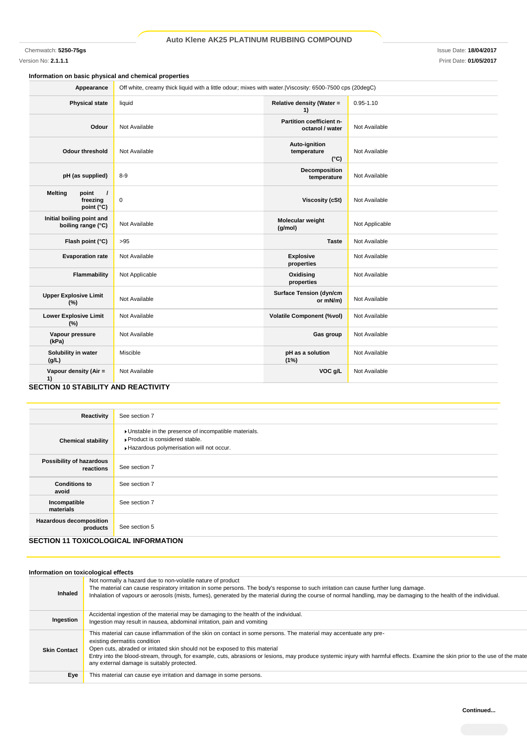### Information on basic physical and chemical properties

| | | | |
|---|---|---|---|
| **Appearance** | Off white, creamy thick liquid with a little odour; mixes with water.\|Viscosity: 6500-7500 cps (20degC) | | |
| **Physical state** | liquid | **Relative density (Water = 1)** | 0.95-1.10 |
| **Odour** | Not Available | **Partition coefficient n-octanol / water** | Not Available |
| **Odour threshold** | Not Available | **Auto-ignition temperature (°C)** | Not Available |
| **pH (as supplied)** | 8-9 | **Decomposition temperature** | Not Available |
| **Melting point / freezing point (°C)** | 0 | **Viscosity (cSt)** | Not Available |
| **Initial boiling point and boiling range (°C)** | Not Available | **Molecular weight (g/mol)** | Not Applicable |
| **Flash point (°C)** | >95 | **Taste** | Not Available |
| **Evaporation rate** | Not Available | **Explosive properties** | Not Available |
| **Flammability** | Not Applicable | **Oxidising properties** | Not Available |
| **Upper Explosive Limit (%)** | Not Available | **Surface Tension (dyn/cm or mN/m)** | Not Available |
| **Lower Explosive Limit (%)** | Not Available | **Volatile Component (%vol)** | Not Available |
| **Vapour pressure (kPa)** | Not Available | **Gas group** | Not Available |
| **Solubility in water (g/L)** | Miscible | **pH as a solution (1%)** | Not Available |
| **Vapour density (Air = 1)** | Not Available | **VOC g/L** | Not Available |

## SECTION 10 STABILITY AND REACTIVITY

| | |
|---|---|
| **Reactivity** | See section 7 |
| **Chemical stability** | ▸ Unstable in the presence of incompatible materials.<br>▸ Product is considered stable.<br>▸ Hazardous polymerisation will not occur. |
| **Possibility of hazardous reactions** | See section 7 |
| **Conditions to avoid** | See section 7 |
| **Incompatible materials** | See section 7 |
| **Hazardous decomposition products** | See section 5 |

## SECTION 11 TOXICOLOGICAL INFORMATION

### Information on toxicological effects

| | |
|---|---|
| **Inhaled** | Not normally a hazard due to non-volatile nature of product<br>The material can cause respiratory irritation in some persons. The body's response to such irritation can cause further lung damage.<br>Inhalation of vapours or aerosols (mists, fumes), generated by the material during the course of normal handling, may be damaging to the health of the individual. |
| **Ingestion** | Accidental ingestion of the material may be damaging to the health of the individual.<br>Ingestion may result in nausea, abdominal irritation, pain and vomiting |
| **Skin Contact** | This material can cause inflammation of the skin on contact in some persons. The material may accentuate any pre-existing dermatitis condition<br>Open cuts, abraded or irritated skin should not be exposed to this material<br>Entry into the blood-stream, through, for example, cuts, abrasions or lesions, may produce systemic injury with harmful effects. Examine the skin prior to the use of the mate any external damage is suitably protected. |
| **Eye** | This material can cause eye irritation and damage in some persons. |

**Continued...**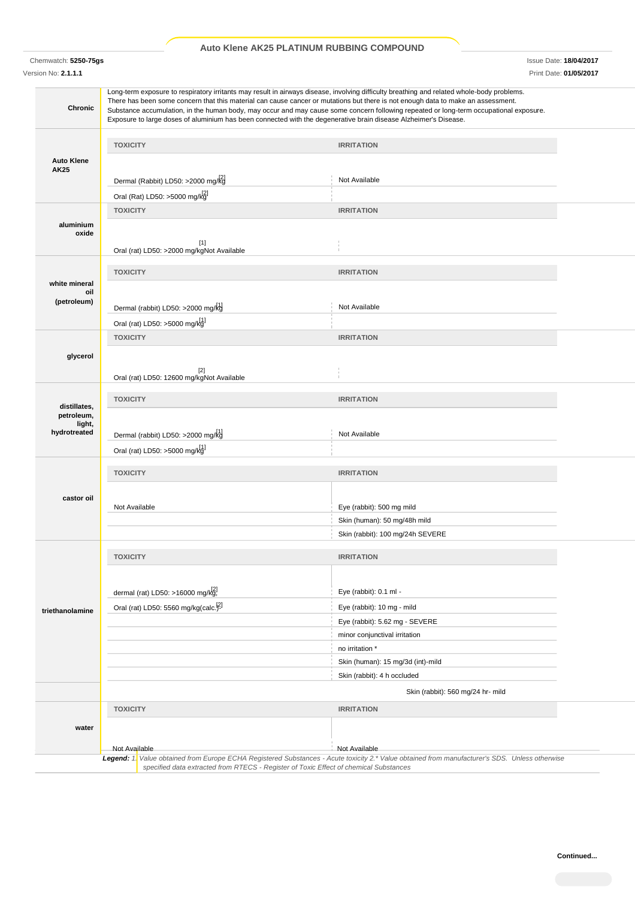| | | |
|---|---|---|
| **Chronic** | Long-term exposure to respiratory irritants may result in airways disease, involving difficulty breathing and related whole-body problems.<br>There has been some concern that this material can cause cancer or mutations but there is not enough data to make an assessment.<br>Substance accumulation, in the human body, may occur and may cause some concern following repeated or long-term occupational exposure.<br>Exposure to large doses of aluminium has been connected with the degenerative brain disease Alzheimer's Disease. | |
| **Auto Klene AK25** | **TOXICITY** | **IRRITATION** |
| | Dermal (Rabbit) LD50: >2000 mg/kg[2] | Not Available |
| | Oral (Rat) LD50: >5000 mg/kg[2] | |
| **aluminium oxide** | **TOXICITY** | **IRRITATION** |
| | Oral (rat) LD50: >2000 mg/kg[1] | Not Available |
| **white mineral oil (petroleum)** | **TOXICITY** | **IRRITATION** |
| | Dermal (rabbit) LD50: >2000 mg/kg[1] | Not Available |
| | Oral (rat) LD50: >5000 mg/kg[1] | |
| **glycerol** | **TOXICITY** | **IRRITATION** |
| | Oral (rat) LD50: 12600 mg/kg[2] | Not Available |
| **distillates, petroleum, light, hydrotreated** | **TOXICITY** | **IRRITATION** |
| | Dermal (rabbit) LD50: >2000 mg/kg[1] | Not Available |
| | Oral (rat) LD50: >5000 mg/kg[1] | |
| **castor oil** | **TOXICITY** | **IRRITATION** |
| | Not Available | Eye (rabbit): 500 mg mild |
| | | Skin (human): 50 mg/48h mild |
| | | Skin (rabbit): 100 mg/24h SEVERE |
| **triethanolamine** | **TOXICITY** | **IRRITATION** |
| | dermal (rat) LD50: >16000 mg/kg[2] | Eye (rabbit): 0.1 ml - |
| | Oral (rat) LD50: 5560 mg/kg(calc.)[2] | Eye (rabbit): 10 mg - mild |
| | | Eye (rabbit): 5.62 mg - SEVERE |
| | | minor conjunctival irritation |
| | | no irritation * |
| | | Skin (human): 15 mg/3d (int)-mild |
| | | Skin (rabbit): 4 h occluded |
| | | Skin (rabbit): 560 mg/24 hr- mild |
| **water** | **TOXICITY** | **IRRITATION** |
| | Not Available | Not Available |

***Legend:*** *1. Value obtained from Europe ECHA Registered Substances - Acute toxicity 2.* Value obtained from manufacturer's SDS. Unless otherwise specified data extracted from RTECS - Register of Toxic Effect of chemical Substances*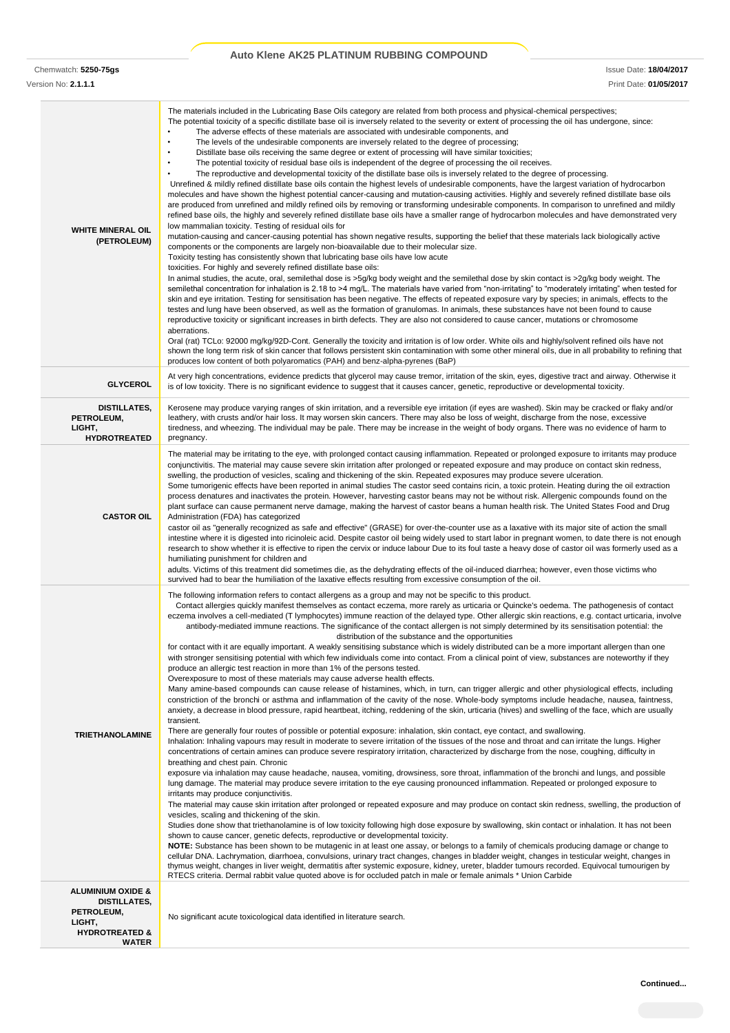| | |
|---|---|
| **WHITE MINERAL OIL (PETROLEUM)** | The materials included in the Lubricating Base Oils category are related from both process and physical-chemical perspectives;<br>The potential toxicity of a specific distillate base oil is inversely related to the severity or extent of processing the oil has undergone, since:<br>• The adverse effects of these materials are associated with undesirable components, and<br>• The levels of the undesirable components are inversely related to the degree of processing;<br>• Distillate base oils receiving the same degree or extent of processing will have similar toxicities;<br>• The potential toxicity of residual base oils is independent of the degree of processing the oil receives.<br>• The reproductive and developmental toxicity of the distillate base oils is inversely related to the degree of processing.<br>Unrefined & mildly refined distillate base oils contain the highest levels of undesirable components, have the largest variation of hydrocarbon molecules and have shown the highest potential cancer-causing and mutation-causing activities. Highly and severely refined distillate base oils are produced from unrefined and mildly refined oils by removing or transforming undesirable components. In comparison to unrefined and mildly refined base oils, the highly and severely refined distillate base oils have a smaller range of hydrocarbon molecules and have demonstrated very low mammalian toxicity. Testing of residual oils for<br>mutation-causing and cancer-causing potential has shown negative results, supporting the belief that these materials lack biologically active components or the components are largely non-bioavailable due to their molecular size.<br>Toxicity testing has consistently shown that lubricating base oils have low acute<br>toxicities. For highly and severely refined distillate base oils:<br>In animal studies, the acute, oral, semilethal dose is >5g/kg body weight and the semilethal dose by skin contact is >2g/kg body weight. The semilethal concentration for inhalation is 2.18 to >4 mg/L. The materials have varied from "non-irritating" to "moderately irritating" when tested for skin and eye irritation. Testing for sensitisation has been negative. The effects of repeated exposure vary by species; in animals, effects to the testes and lung have been observed, as well as the formation of granulomas. In animals, these substances have not been found to cause reproductive toxicity or significant increases in birth defects. They are also not considered to cause cancer, mutations or chromosome aberrations.<br>Oral (rat) TCLo: 92000 mg/kg/92D-Cont. Generally the toxicity and irritation is of low order. White oils and highly/solvent refined oils have not shown the long term risk of skin cancer that follows persistent skin contamination with some other mineral oils, due in all probability to refining that produces low content of both polyaromatics (PAH) and benz-alpha-pyrenes (BaP) |
| **GLYCEROL** | At very high concentrations, evidence predicts that glycerol may cause tremor, irritation of the skin, eyes, digestive tract and airway. Otherwise it is of low toxicity. There is no significant evidence to suggest that it causes cancer, genetic, reproductive or developmental toxicity. |
| **DISTILLATES, PETROLEUM, LIGHT, HYDROTREATED** | Kerosene may produce varying ranges of skin irritation, and a reversible eye irritation (if eyes are washed). Skin may be cracked or flaky and/or leathery, with crusts and/or hair loss. It may worsen skin cancers. There may also be loss of weight, discharge from the nose, excessive tiredness, and wheezing. The individual may be pale. There may be increase in the weight of body organs. There was no evidence of harm to pregnancy. |
| **CASTOR OIL** | The material may be irritating to the eye, with prolonged contact causing inflammation. Repeated or prolonged exposure to irritants may produce conjunctivitis. The material may cause severe skin irritation after prolonged or repeated exposure and may produce on contact skin redness, swelling, the production of vesicles, scaling and thickening of the skin. Repeated exposures may produce severe ulceration.<br>Some tumorigenic effects have been reported in animal studies The castor seed contains ricin, a toxic protein. Heating during the oil extraction process denatures and inactivates the protein. However, harvesting castor beans may not be without risk. Allergenic compounds found on the plant surface can cause permanent nerve damage, making the harvest of castor beans a human health risk. The United States Food and Drug Administration (FDA) has categorized<br>castor oil as "generally recognized as safe and effective" (GRASE) for over-the-counter use as a laxative with its major site of action the small intestine where it is digested into ricinoleic acid. Despite castor oil being widely used to start labor in pregnant women, to date there is not enough research to show whether it is effective to ripen the cervix or induce labour Due to its foul taste a heavy dose of castor oil was formerly used as a humiliating punishment for children and<br>adults. Victims of this treatment did sometimes die, as the dehydrating effects of the oil-induced diarrhea; however, even those victims who survived had to bear the humiliation of the laxative effects resulting from excessive consumption of the oil. |
| **TRIETHANOLAMINE** | The following information refers to contact allergens as a group and may not be specific to this product.<br>Contact allergies quickly manifest themselves as contact eczema, more rarely as urticaria or Quincke's oedema. The pathogenesis of contact eczema involves a cell-mediated (T lymphocytes) immune reaction of the delayed type. Other allergic skin reactions, e.g. contact urticaria, involve antibody-mediated immune reactions. The significance of the contact allergen is not simply determined by its sensitisation potential: the distribution of the substance and the opportunities<br>for contact with it are equally important. A weakly sensitising substance which is widely distributed can be a more important allergen than one with stronger sensitising potential with which few individuals come into contact. From a clinical point of view, substances are noteworthy if they produce an allergic test reaction in more than 1% of the persons tested.<br>Overexposure to most of these materials may cause adverse health effects.<br>Many amine-based compounds can cause release of histamines, which, in turn, can trigger allergic and other physiological effects, including constriction of the bronchi or asthma and inflammation of the cavity of the nose. Whole-body symptoms include headache, nausea, faintness, anxiety, a decrease in blood pressure, rapid heartbeat, itching, reddening of the skin, urticaria (hives) and swelling of the face, which are usually transient.<br>There are generally four routes of possible or potential exposure: inhalation, skin contact, eye contact, and swallowing.<br>Inhalation: Inhaling vapours may result in moderate to severe irritation of the tissues of the nose and throat and can irritate the lungs. Higher concentrations of certain amines can produce severe respiratory irritation, characterized by discharge from the nose, coughing, difficulty in breathing and chest pain. Chronic<br>exposure via inhalation may cause headache, nausea, vomiting, drowsiness, sore throat, inflammation of the bronchi and lungs, and possible lung damage. The material may produce severe irritation to the eye causing pronounced inflammation. Repeated or prolonged exposure to irritants may produce conjunctivitis.<br>The material may cause skin irritation after prolonged or repeated exposure and may produce on contact skin redness, swelling, the production of vesicles, scaling and thickening of the skin.<br>Studies done show that triethanolamine is of low toxicity following high dose exposure by swallowing, skin contact or inhalation. It has not been shown to cause cancer, genetic defects, reproductive or developmental toxicity.<br>**NOTE:** Substance has been shown to be mutagenic in at least one assay, or belongs to a family of chemicals producing damage or change to cellular DNA. Lachrymation, diarrhoea, convulsions, urinary tract changes, changes in bladder weight, changes in testicular weight, changes in thymus weight, changes in liver weight, dermatitis after systemic exposure, kidney, ureter, bladder tumours recorded. Equivocal tumourigen by RTECS criteria. Dermal rabbit value quoted above is for occluded patch in male or female animals * Union Carbide |
| **ALUMINIUM OXIDE & DISTILLATES, PETROLEUM, LIGHT, HYDROTREATED & WATER** | No significant acute toxicological data identified in literature search. |

**Continued...**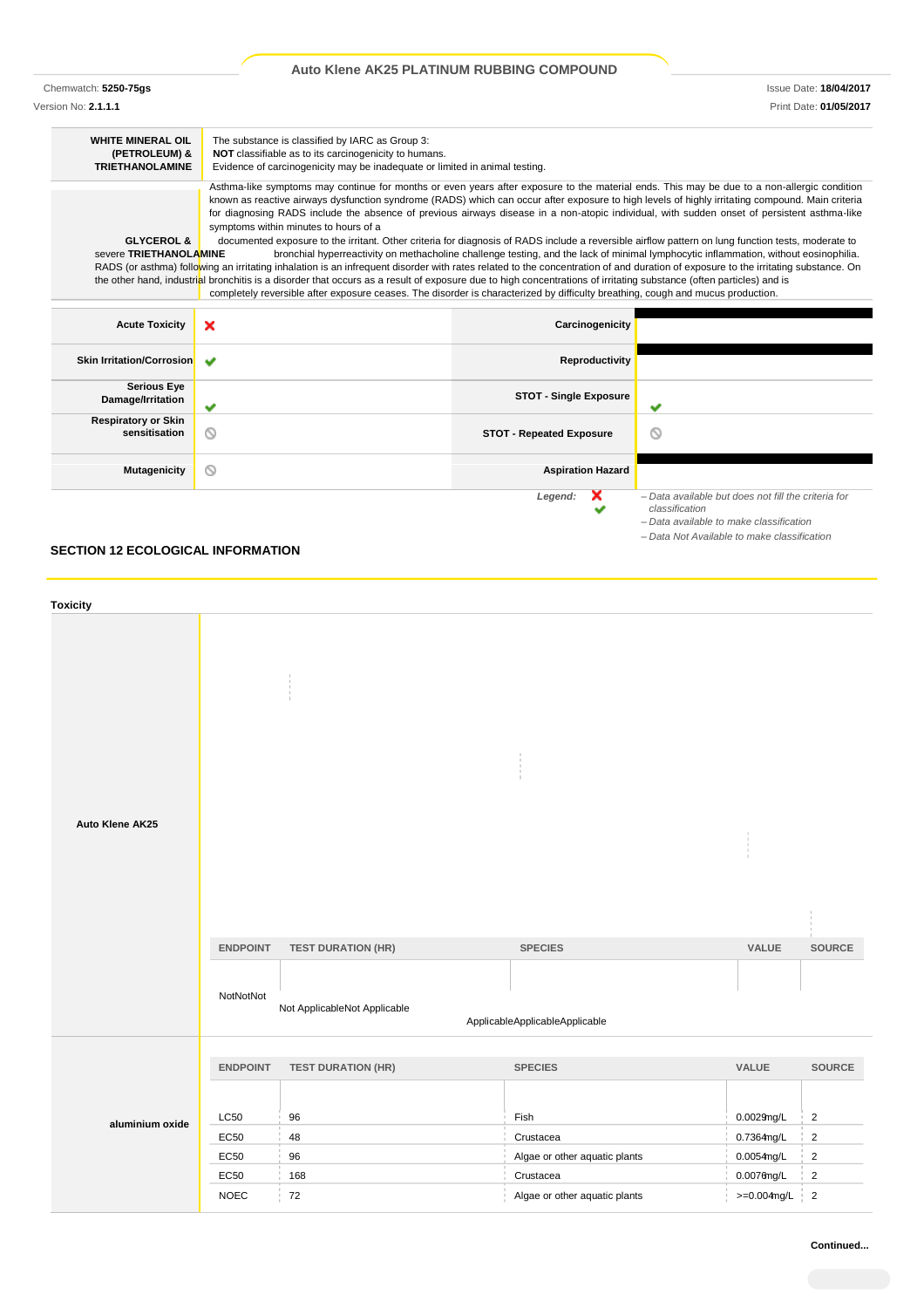| | |
|---|---|
| **WHITE MINERAL OIL (PETROLEUM) & TRIETHANOLAMINE** | The substance is classified by IARC as Group 3: **NOT** classifiable as to its carcinogenicity to humans. Evidence of carcinogenicity may be inadequate or limited in animal testing. |
| **GLYCEROL & severe TRIETHANOLAMINE** | Asthma-like symptoms may continue for months or even years after exposure to the material ends. This may be due to a non-allergic condition known as reactive airways dysfunction syndrome (RADS) which can occur after exposure to high levels of highly irritating compound. Main criteria for diagnosing RADS include the absence of previous airways disease in a non-atopic individual, with sudden onset of persistent asthma-like symptoms within minutes to hours of a documented exposure to the irritant. Other criteria for diagnosis of RADS include a reversible airflow pattern on lung function tests, moderate to severe bronchial hyperreactivity on methacholine challenge testing, and the lack of minimal lymphocytic inflammation, without eosinophilia. RADS (or asthma) following an irritating inhalation is an infrequent disorder with rates related to the concentration of and duration of exposure to the irritating substance. On the other hand, industrial bronchitis is a disorder that occurs as a result of exposure due to high concentrations of irritating substance (often particles) and is completely reversible after exposure ceases. The disorder is characterized by difficulty breathing, cough and mucus production. |

| | | | |
|---|---|---|---|
| **Acute Toxicity** | ✘ | **Carcinogenicity** | |
| **Skin Irritation/Corrosion** | ✔ | **Reproductivity** | |
| **Serious Eye Damage/Irritation** | ✔ | **STOT - Single Exposure** | ✔ |
| **Respiratory or Skin sensitisation** | ⦸ | **STOT - Repeated Exposure** | ⦸ |
| **Mutagenicity** | ⦸ | **Aspiration Hazard** | |

*Legend:* ✘ *– Data available but does not fill the criteria for classification*
✔ *– Data available to make classification*
⦸ *– Data Not Available to make classification*

## SECTION 12 ECOLOGICAL INFORMATION

### Toxicity

**Auto Klene AK25**

| ENDPOINT | TEST DURATION (HR) | SPECIES | VALUE | SOURCE |
|---|---|---|---|---|
| Not Applicable | Not Applicable | Not Applicable | Not Applicable | Not Applicable |

**aluminium oxide**

| ENDPOINT | TEST DURATION (HR) | SPECIES | VALUE | SOURCE |
|---|---|---|---|---|
| LC50 | 96 | Fish | 0.0029mg/L | 2 |
| EC50 | 48 | Crustacea | 0.7364mg/L | 2 |
| EC50 | 96 | Algae or other aquatic plants | 0.0054mg/L | 2 |
| EC50 | 168 | Crustacea | 0.0076mg/L | 2 |
| NOEC | 72 | Algae or other aquatic plants | >=0.004mg/L | 2 |

Continued...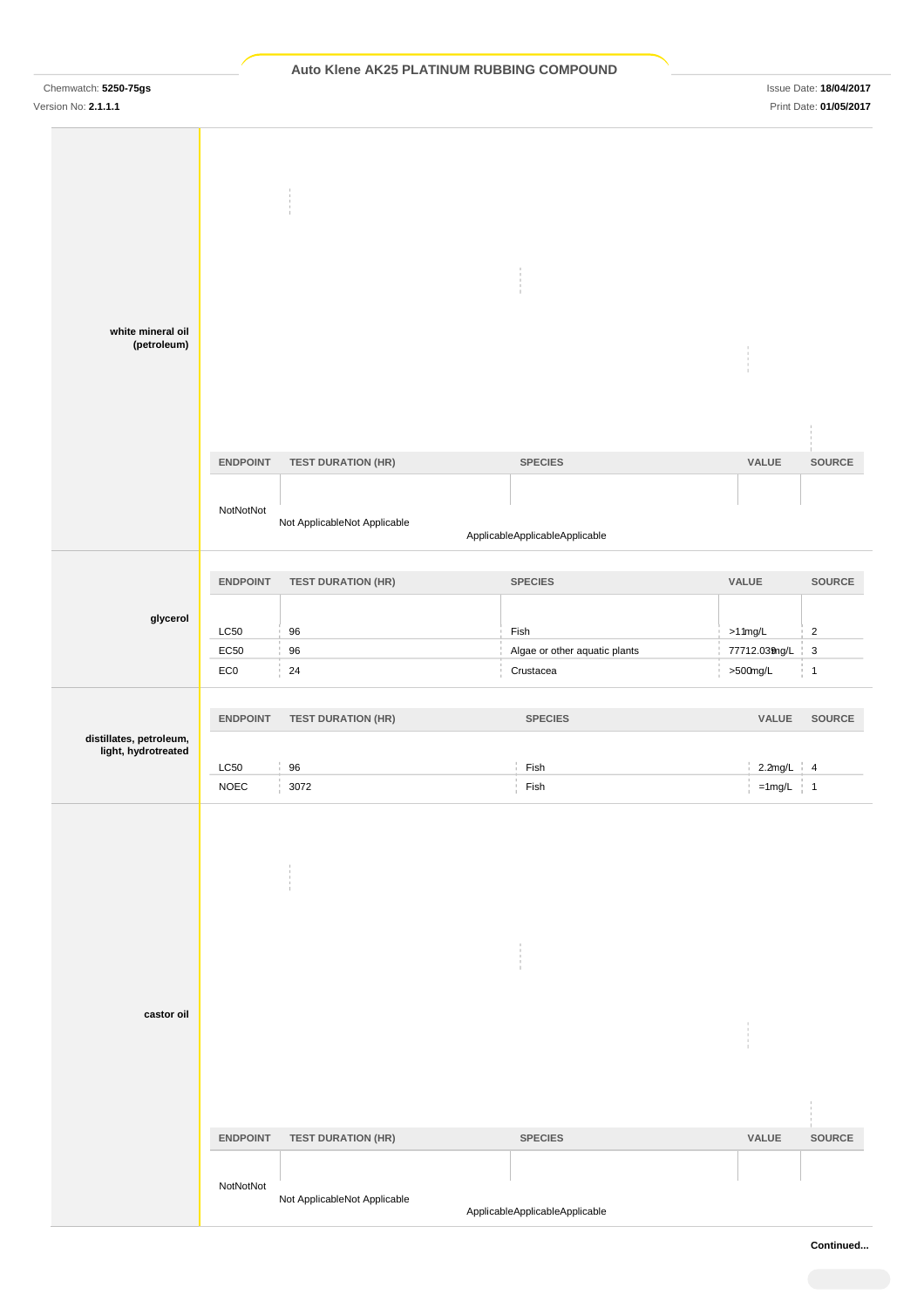| | ENDPOINT | TEST DURATION (HR) | SPECIES | VALUE | SOURCE |
|---|---|---|---|---|---|
| **white mineral oil (petroleum)** | NotNot | Not ApplicableNot Applicable | ApplicableApplicableApplicable | | |

| | ENDPOINT | TEST DURATION (HR) | SPECIES | VALUE | SOURCE |
|---|---|---|---|---|---|
| **glycerol** | LC50 | 96 | Fish | >11mg/L | 2 |
| | EC50 | 96 | Algae or other aquatic plants | 77712.039mg/L | 3 |
| | EC0 | 24 | Crustacea | >500mg/L | 1 |

| | ENDPOINT | TEST DURATION (HR) | SPECIES | VALUE | SOURCE |
|---|---|---|---|---|---|
| **distillates, petroleum, light, hydrotreated** | LC50 | 96 | Fish | 2.2mg/L | 4 |
| | NOEC | 3072 | Fish | =1mg/L | 1 |

| | ENDPOINT | TEST DURATION (HR) | SPECIES | VALUE | SOURCE |
|---|---|---|---|---|---|
| **castor oil** | NotNot | Not ApplicableNot Applicable | ApplicableApplicableApplicable | | |

**Continued...**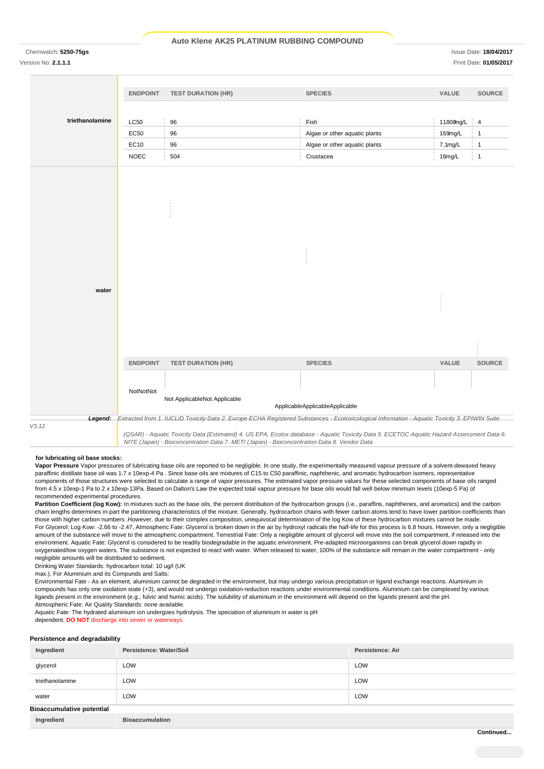| | ENDPOINT | TEST DURATION (HR) | SPECIES | VALUE | SOURCE |
|---|---|---|---|---|---|
| triethanolamine | LC50 | 96 | Fish | 11800mg/L | 4 |
| | EC50 | 96 | Algae or other aquatic plants | 169mg/L | 1 |
| | EC10 | 96 | Algae or other aquatic plants | 7.1mg/L | 1 |
| | NOEC | 504 | Crustacea | 16mg/L | 1 |

| | ENDPOINT | TEST DURATION (HR) | SPECIES | VALUE | SOURCE |
|---|---|---|---|---|---|
| water | NotNotNot | Not ApplicableNot Applicable | ApplicableApplicableApplicable | | |

**Legend:** *Extracted from 1. IUCLID Toxicity Data 2. Europe ECHA Registered Substances - Ecotoxicological Information - Aquatic Toxicity 3. EPIWIN Suite V3.12 (QSAR) - Aquatic Toxicity Data (Estimated) 4. US EPA, Ecotox database - Aquatic Toxicity Data 5. ECETOC Aquatic Hazard Assessment Data 6. NITE (Japan) - Bioconcentration Data 7. METI (Japan) - Bioconcentration Data 8. Vendor Data*

**for lubricating oil base stocks:**

**Vapor Pressure** Vapor pressures of lubricating base oils are reported to be negligible. In one study, the experimentally measured vapour pressure of a solvent-dewaxed heavy paraffinic distillate base oil was 1.7 x 10exp-4 Pa . Since base oils are mixtures of C15 to C50 paraffinic, naphthenic, and aromatic hydrocarbon isomers, representative components of those structures were selected to calculate a range of vapor pressures. The estimated vapour pressure values for these selected components of base oils ranged from 4.5 x 10exp-1 Pa to 2 x 10exp-13Pa. Based on Dalton's Law the expected total vapour pressure for base oils would fall well below minimum levels (10exp-5 Pa) of recommended experimental procedures.

**Partition Coefficient (log Kow):** In mixtures such as the base oils, the percent distribution of the hydrocarbon groups (i.e., paraffins, naphthenes, and aromatics) and the carbon chain lengths determines in-part the partitioning characteristics of the mixture. Generally, hydrocarbon chains with fewer carbon atoms tend to have lower partition coefficients than those with higher carbon numbers .However, due to their complex composition, unequivocal determination of the log Kow of these hydrocarbon mixtures cannot be made.

For Glycerol: Log Kow: -2.66 to -2.47, Atmospheric Fate: Glycerol is broken down in the air by hydroxyl radicals the half-life for this process is 6.8 hours. However, only a negligible amount of the substance will move to the atmospheric compartment. Terrestrial Fate: Only a negligible amount of glycerol will move into the soil compartment, if released into the environment. Aquatic Fate: Glycerol is considered to be readily biodegradable in the aquatic environment. Pre-adapted microorganisms can break glycerol down rapidly in oxygenated/low oxygen waters. The substance is not expected to react with water. When released to water, 100% of the substance will remain in the water compartment - only negligible amounts will be distributed to sediment.

Drinking Water Standards: hydrocarbon total: 10 ug/l (UK max.). For Aluminium and its Compunds and Salts:

Environmental Fate - As an element, aluminium cannot be degraded in the environment, but may undergo various precipitation or ligand exchange reactions. Aluminium in compounds has only one oxidation state (+3), and would not undergo oxidation-reduction reactions under environmental conditions. Aluminium can be complexed by various ligands present in the environment (e.g., fulvic and humic acids). The solubility of aluminium in the environment will depend on the ligands present and the pH.

Atmospheric Fate: Air Quality Standards: none available.

Aquatic Fate: The hydrated aluminium ion undergoes hydrolysis. The speciation of aluminium in water is pH dependent. **DO NOT** discharge into sewer or waterways.

### Persistence and degradability

| Ingredient | Persistence: Water/Soil | Persistence: Air |
|---|---|---|
| glycerol | LOW | LOW |
| triethanolamine | LOW | LOW |
| water | LOW | LOW |

### Bioaccumulative potential

| Ingredient | Bioaccumulation |
|---|---|

Continued...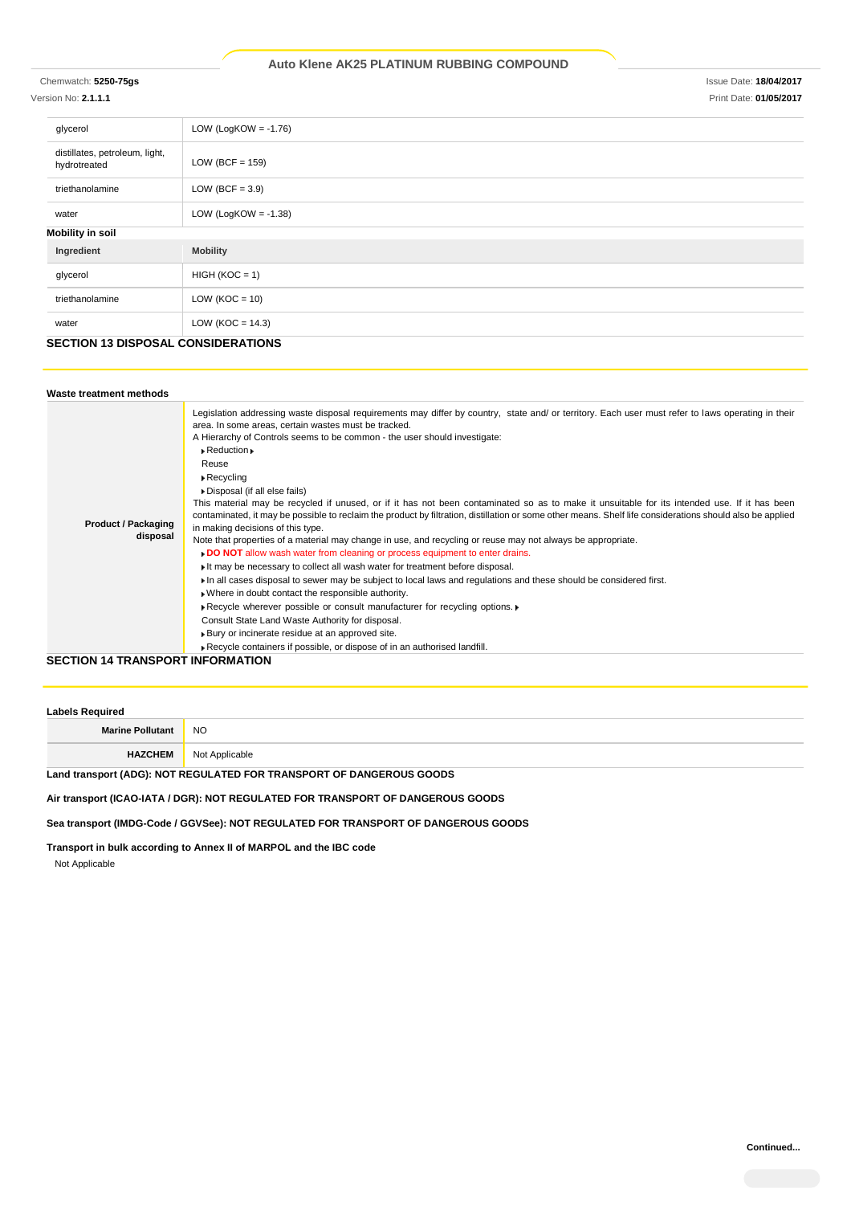| | |
|---|---|
| glycerol | LOW (LogKOW = -1.76) |
| distillates, petroleum, light, hydrotreated | LOW (BCF = 159) |
| triethanolamine | LOW (BCF = 3.9) |
| water | LOW (LogKOW = -1.38) |

**Mobility in soil**

| Ingredient | Mobility |
|---|---|
| glycerol | HIGH (KOC = 1) |
| triethanolamine | LOW (KOC = 10) |
| water | LOW (KOC = 14.3) |

## SECTION 13 DISPOSAL CONSIDERATIONS

**Waste treatment methods**

| | |
|---|---|
| **Product / Packaging disposal** | Legislation addressing waste disposal requirements may differ by country, state and/ or territory. Each user must refer to laws operating in their area. In some areas, certain wastes must be tracked.<br>A Hierarchy of Controls seems to be common - the user should investigate:<br>▸Reduction▸<br>Reuse<br>▸Recycling<br>▸Disposal (if all else fails)<br>This material may be recycled if unused, or if it has not been contaminated so as to make it unsuitable for its intended use. If it has been contaminated, it may be possible to reclaim the product by filtration, distillation or some other means. Shelf life considerations should also be applied in making decisions of this type.<br>Note that properties of a material may change in use, and recycling or reuse may not always be appropriate.<br>▸**DO NOT** allow wash water from cleaning or process equipment to enter drains.<br>▸It may be necessary to collect all wash water for treatment before disposal.<br>▸In all cases disposal to sewer may be subject to local laws and regulations and these should be considered first.<br>▸Where in doubt contact the responsible authority.<br>▸Recycle wherever possible or consult manufacturer for recycling options.▸<br>Consult State Land Waste Authority for disposal.<br>▸Bury or incinerate residue at an approved site.<br>▸Recycle containers if possible, or dispose of in an authorised landfill. |

## SECTION 14 TRANSPORT INFORMATION

**Labels Required**

| | |
|---|---|
| **Marine Pollutant** | NO |
| **HAZCHEM** | Not Applicable |

**Land transport (ADG): NOT REGULATED FOR TRANSPORT OF DANGEROUS GOODS**

**Air transport (ICAO-IATA / DGR): NOT REGULATED FOR TRANSPORT OF DANGEROUS GOODS**

**Sea transport (IMDG-Code / GGVSee): NOT REGULATED FOR TRANSPORT OF DANGEROUS GOODS**

**Transport in bulk according to Annex II of MARPOL and the IBC code**

Not Applicable

**Continued...**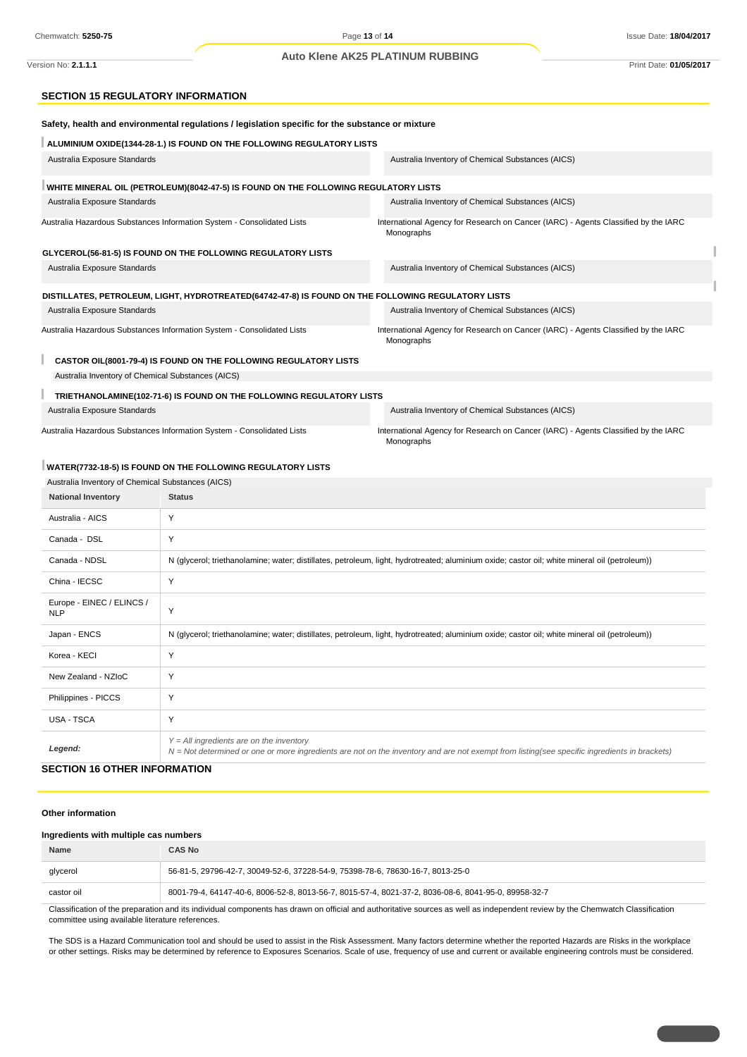## SECTION 15 REGULATORY INFORMATION

**Safety, health and environmental regulations / legislation specific for the substance or mixture**

**ALUMINIUM OXIDE(1344-28-1.) IS FOUND ON THE FOLLOWING REGULATORY LISTS**

| | |
|---|---|
| Australia Exposure Standards | Australia Inventory of Chemical Substances (AICS) |

**WHITE MINERAL OIL (PETROLEUM)(8042-47-5) IS FOUND ON THE FOLLOWING REGULATORY LISTS**

| | |
|---|---|
| Australia Exposure Standards | Australia Inventory of Chemical Substances (AICS) |
| Australia Hazardous Substances Information System - Consolidated Lists | International Agency for Research on Cancer (IARC) - Agents Classified by the IARC Monographs |

**GLYCEROL(56-81-5) IS FOUND ON THE FOLLOWING REGULATORY LISTS**

| | |
|---|---|
| Australia Exposure Standards | Australia Inventory of Chemical Substances (AICS) |

**DISTILLATES, PETROLEUM, LIGHT, HYDROTREATED(64742-47-8) IS FOUND ON THE FOLLOWING REGULATORY LISTS**

| | |
|---|---|
| Australia Exposure Standards | Australia Inventory of Chemical Substances (AICS) |
| Australia Hazardous Substances Information System - Consolidated Lists | International Agency for Research on Cancer (IARC) - Agents Classified by the IARC Monographs |

**CASTOR OIL(8001-79-4) IS FOUND ON THE FOLLOWING REGULATORY LISTS**

Australia Inventory of Chemical Substances (AICS)

**TRIETHANOLAMINE(102-71-6) IS FOUND ON THE FOLLOWING REGULATORY LISTS**

| | |
|---|---|
| Australia Exposure Standards | Australia Inventory of Chemical Substances (AICS) |
| Australia Hazardous Substances Information System - Consolidated Lists | International Agency for Research on Cancer (IARC) - Agents Classified by the IARC Monographs |

**WATER(7732-18-5) IS FOUND ON THE FOLLOWING REGULATORY LISTS**

Australia Inventory of Chemical Substances (AICS)

| National Inventory | Status |
|---|---|
| Australia - AICS | Y |
| Canada - DSL | Y |
| Canada - NDSL | N (glycerol; triethanolamine; water; distillates, petroleum, light, hydrotreated; aluminium oxide; castor oil; white mineral oil (petroleum)) |
| China - IECSC | Y |
| Europe - EINEC / ELINCS / NLP | Y |
| Japan - ENCS | N (glycerol; triethanolamine; water; distillates, petroleum, light, hydrotreated; aluminium oxide; castor oil; white mineral oil (petroleum)) |
| Korea - KECI | Y |
| New Zealand - NZIoC | Y |
| Philippines - PICCS | Y |
| USA - TSCA | Y |
| *Legend:* | *Y = All ingredients are on the inventory*<br>*N = Not determined or one or more ingredients are not on the inventory and are not exempt from listing(see specific ingredients in brackets)* |

## SECTION 16 OTHER INFORMATION

**Other information**

**Ingredients with multiple cas numbers**

| Name | CAS No |
|---|---|
| glycerol | 56-81-5, 29796-42-7, 30049-52-6, 37228-54-9, 75398-78-6, 78630-16-7, 8013-25-0 |
| castor oil | 8001-79-4, 64147-40-6, 8006-52-8, 8013-56-7, 8015-57-4, 8021-37-2, 8036-08-6, 8041-95-0, 89958-32-7 |

Classification of the preparation and its individual components has drawn on official and authoritative sources as well as independent review by the Chemwatch Classification committee using available literature references.

The SDS is a Hazard Communication tool and should be used to assist in the Risk Assessment. Many factors determine whether the reported Hazards are Risks in the workplace or other settings. Risks may be determined by reference to Exposures Scenarios. Scale of use, frequency of use and current or available engineering controls must be considered.